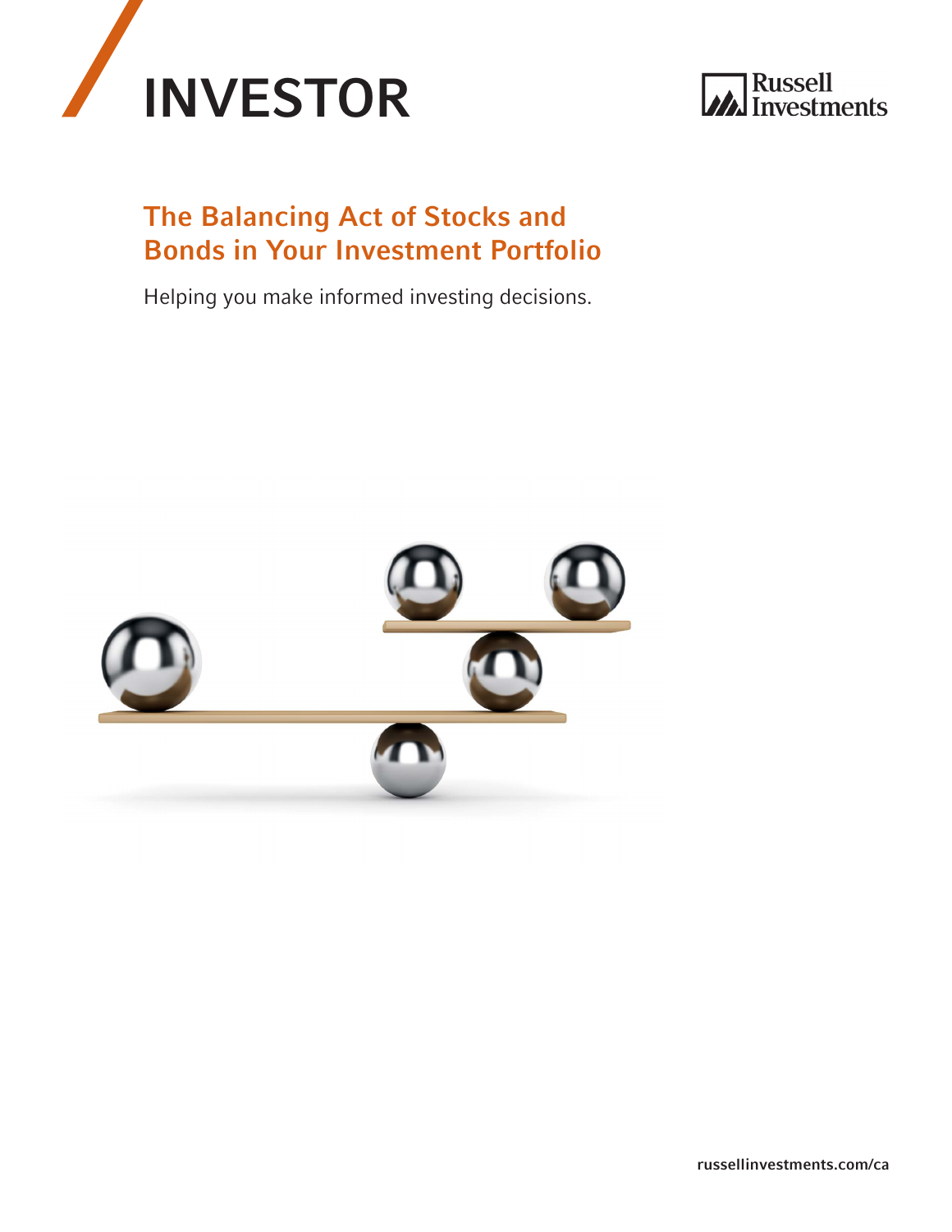# INVESTOR

Russell Investments

## The Balancing Act of Stocks and Bonds in Your Investment Portfolio

Helping you make informed investing decisions.

russellinvestments.com/ca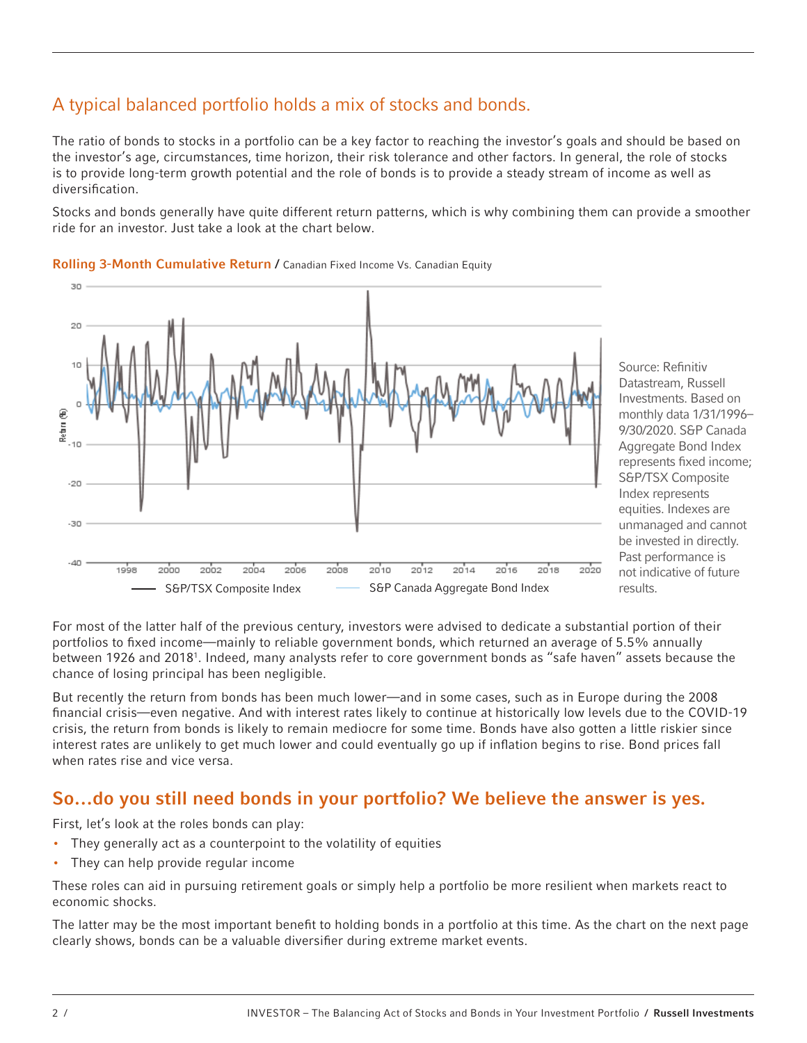## A typical balanced portfolio holds a mix of stocks and bonds.

The ratio of bonds to stocks in a portfolio can be a key factor to reaching the investor's goals and should be based on the investor's age, circumstances, time horizon, their risk tolerance and other factors. In general, the role of stocks is to provide long-term growth potential and the role of bonds is to provide a steady stream of income as well as diversification.

Stocks and bonds generally have quite different return patterns, which is why combining them can provide a smoother ride for an investor. Just take a look at the chart below.

**Rolling 3-Month Cumulative Return** / Canadian Fixed Income Vs. Canadian Equity

Source: Refinitiv Datastream, Russell Investments. Based on monthly data 1/31/1996–9/30/2020. S&P Canada Aggregate Bond Index represents fixed income; S&P/TSX Composite Index represents equities. Indexes are unmanaged and cannot be invested in directly. Past performance is not indicative of future results.

For most of the latter half of the previous century, investors were advised to dedicate a substantial portion of their portfolios to fixed income—mainly to reliable government bonds, which returned an average of 5.5% annually between 1926 and 2018[1]. Indeed, many analysts refer to core government bonds as "safe haven" assets because the chance of losing principal has been negligible.

But recently the return from bonds has been much lower—and in some cases, such as in Europe during the 2008 financial crisis—even negative. And with interest rates likely to continue at historically low levels due to the COVID-19 crisis, the return from bonds is likely to remain mediocre for some time. Bonds have also gotten a little riskier since interest rates are unlikely to get much lower and could eventually go up if inflation begins to rise. Bond prices fall when rates rise and vice versa.

## So…do you still need bonds in your portfolio? We believe the answer is yes.

First, let's look at the roles bonds can play:

- They generally act as a counterpoint to the volatility of equities
- They can help provide regular income

These roles can aid in pursuing retirement goals or simply help a portfolio be more resilient when markets react to economic shocks.

The latter may be the most important benefit to holding bonds in a portfolio at this time. As the chart on the next page clearly shows, bonds can be a valuable diversifier during extreme market events.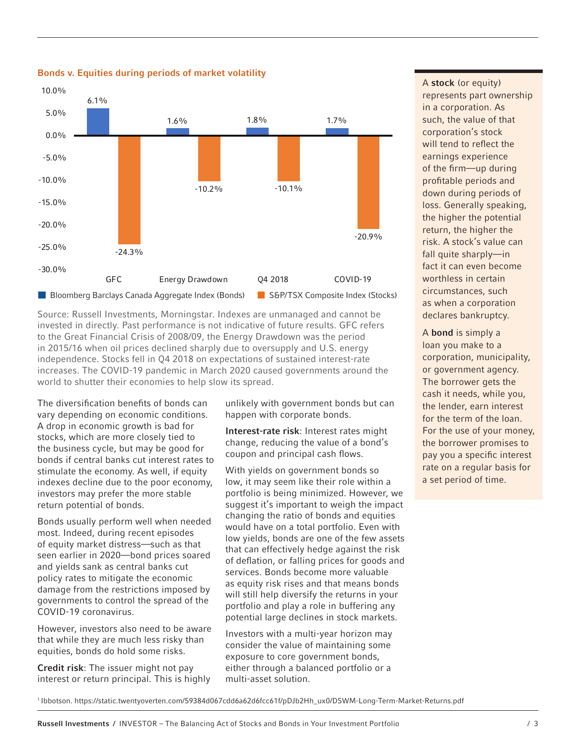## Bonds v. Equities during periods of market volatility

| | Bloomberg Barclays Canada Aggregate Index (Bonds) | S&P/TSX Composite Index (Stocks) |
|---|---|---|
| GFC | 6.1% | -24.3% |
| Energy Drawdown | 1.6% | -10.2% |
| Q4 2018 | 1.8% | -10.1% |
| COVID-19 | 1.7% | -20.9% |

Source: Russell Investments, Morningstar. Indexes are unmanaged and cannot be invested in directly. Past performance is not indicative of future results. GFC refers to the Great Financial Crisis of 2008/09, the Energy Drawdown was the period in 2015/16 when oil prices declined sharply due to oversupply and U.S. energy independence. Stocks fell in Q4 2018 on expectations of sustained interest-rate increases. The COVID-19 pandemic in March 2020 caused governments around the world to shutter their economies to help slow its spread.

The diversification benefits of bonds can vary depending on economic conditions. A drop in economic growth is bad for stocks, which are more closely tied to the business cycle, but may be good for bonds if central banks cut interest rates to stimulate the economy. As well, if equity indexes decline due to the poor economy, investors may prefer the more stable return potential of bonds.

Bonds usually perform well when needed most. Indeed, during recent episodes of equity market distress—such as that seen earlier in 2020—bond prices soared and yields sank as central banks cut policy rates to mitigate the economic damage from the restrictions imposed by governments to control the spread of the COVID-19 coronavirus.

However, investors also need to be aware that while they are much less risky than equities, bonds do hold some risks.

**Credit risk**: The issuer might not pay interest or return principal. This is highly unlikely with government bonds but can happen with corporate bonds.

**Interest-rate risk**: Interest rates might change, reducing the value of a bond's coupon and principal cash flows.

With yields on government bonds so low, it may seem like their role within a portfolio is being minimized. However, we suggest it's important to weigh the impact changing the ratio of bonds and equities would have on a total portfolio. Even with low yields, bonds are one of the few assets that can effectively hedge against the risk of deflation, or falling prices for goods and services. Bonds become more valuable as equity risk rises and that means bonds will still help diversify the returns in your portfolio and play a role in buffering any potential large declines in stock markets.

Investors with a multi-year horizon may consider the value of maintaining some exposure to core government bonds, either through a balanced portfolio or a multi-asset solution.

A **stock** (or equity) represents part ownership in a corporation. As such, the value of that corporation's stock will tend to reflect the earnings experience of the firm—up during profitable periods and down during periods of loss. Generally speaking, the higher the potential return, the higher the risk. A stock's value can fall quite sharply—in fact it can even become worthless in certain circumstances, such as when a corporation declares bankruptcy.

A **bond** is simply a loan you make to a corporation, municipality, or government agency. The borrower gets the cash it needs, while you, the lender, earn interest for the term of the loan. For the use of your money, the borrower promises to pay you a specific interest rate on a regular basis for a set period of time.

[1] Ibbotson. https://static.twentyoverten.com/59384d067cdd6a62d6fcc61f/pDJb2Hh_ux0/DSWM-Long-Term-Market-Returns.pdf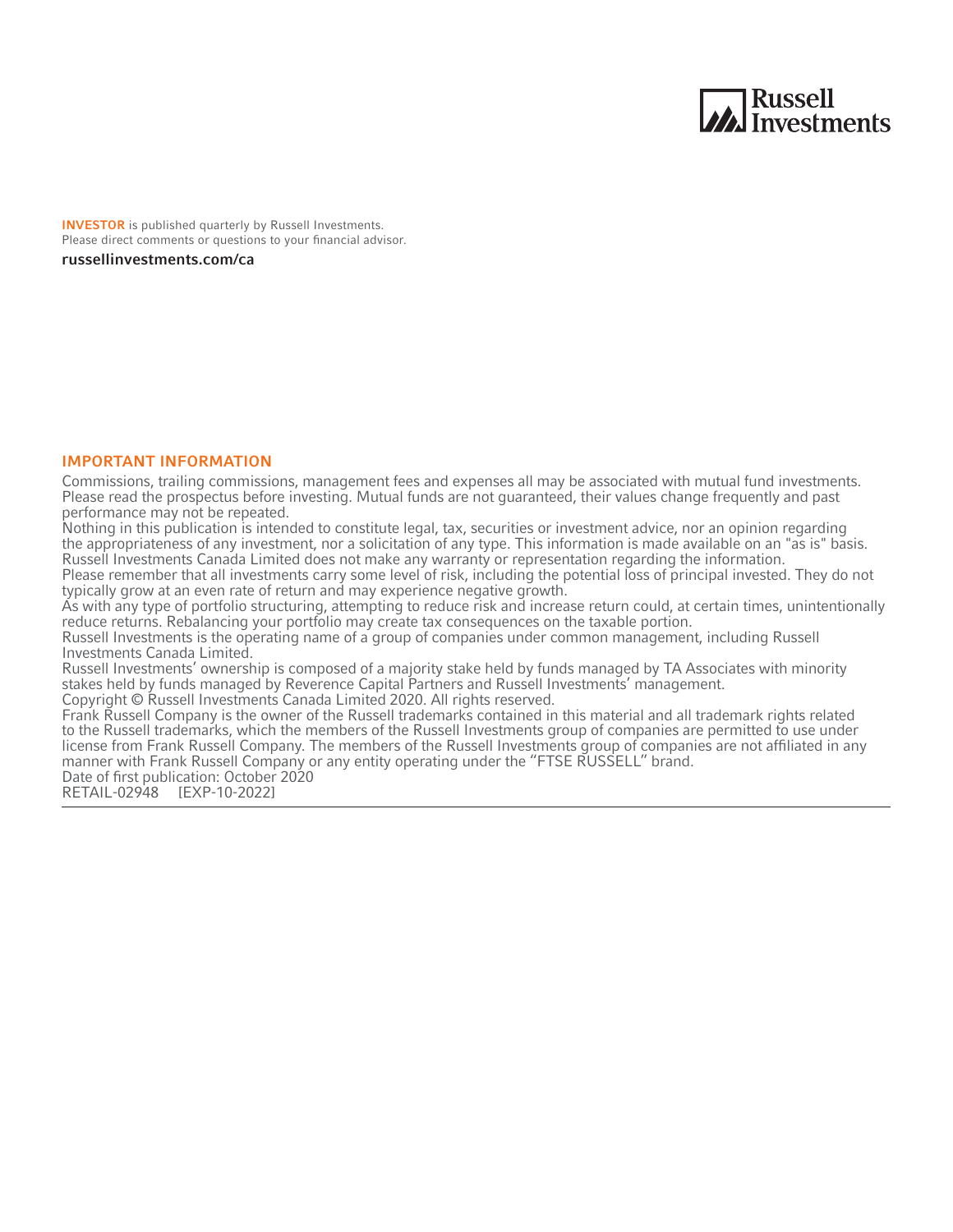Russell Investments

**INVESTOR** is published quarterly by Russell Investments.
Please direct comments or questions to your financial advisor.

**russellinvestments.com/ca**

## IMPORTANT INFORMATION

Commissions, trailing commissions, management fees and expenses all may be associated with mutual fund investments. Please read the prospectus before investing. Mutual funds are not guaranteed, their values change frequently and past performance may not be repeated.

Nothing in this publication is intended to constitute legal, tax, securities or investment advice, nor an opinion regarding the appropriateness of any investment, nor a solicitation of any type. This information is made available on an "as is" basis. Russell Investments Canada Limited does not make any warranty or representation regarding the information.

Please remember that all investments carry some level of risk, including the potential loss of principal invested. They do not typically grow at an even rate of return and may experience negative growth.

As with any type of portfolio structuring, attempting to reduce risk and increase return could, at certain times, unintentionally reduce returns. Rebalancing your portfolio may create tax consequences on the taxable portion.

Russell Investments is the operating name of a group of companies under common management, including Russell Investments Canada Limited.

Russell Investments' ownership is composed of a majority stake held by funds managed by TA Associates with minority stakes held by funds managed by Reverence Capital Partners and Russell Investments' management.

Copyright © Russell Investments Canada Limited 2020. All rights reserved.

Frank Russell Company is the owner of the Russell trademarks contained in this material and all trademark rights related to the Russell trademarks, which the members of the Russell Investments group of companies are permitted to use under license from Frank Russell Company. The members of the Russell Investments group of companies are not affiliated in any manner with Frank Russell Company or any entity operating under the "FTSE RUSSELL" brand.

Date of first publication: October 2020

RETAIL-02948 [EXP-10-2022]